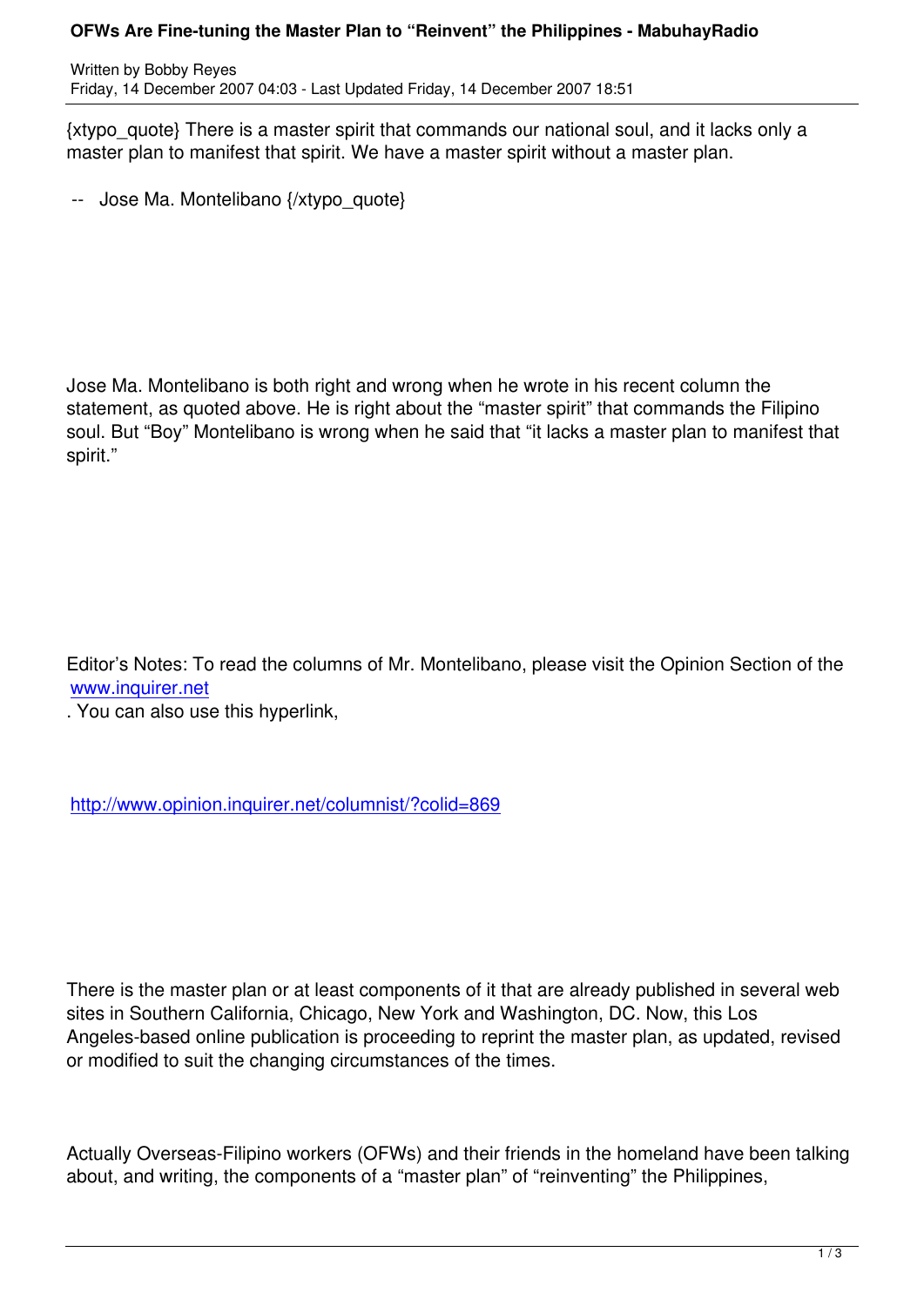# OFWs Are Fine-tuning the Master Plan to "Reinvent" the Philippines - MabuhayRadio

Written by Bobby Reyes
Friday, 14 December 2007 04:03 - Last Updated Friday, 14 December 2007 18:51

{xtypo_quote} There is a master spirit that commands our national soul, and it lacks only a master plan to manifest that spirit. We have a master spirit without a master plan.

-- Jose Ma. Montelibano {/xtypo_quote}

Jose Ma. Montelibano is both right and wrong when he wrote in his recent column the statement, as quoted above. He is right about the "master spirit" that commands the Filipino soul. But "Boy" Montelibano is wrong when he said that "it lacks a master plan to manifest that spirit."

Editor's Notes: To read the columns of Mr. Montelibano, please visit the Opinion Section of the www.inquirer.net. You can also use this hyperlink,

http://www.opinion.inquirer.net/columnist/?colid=869

There is the master plan or at least components of it that are already published in several web sites in Southern California, Chicago, New York and Washington, DC. Now, this Los Angeles-based online publication is proceeding to reprint the master plan, as updated, revised or modified to suit the changing circumstances of the times.

Actually Overseas-Filipino workers (OFWs) and their friends in the homeland have been talking about, and writing, the components of a "master plan" of "reinventing" the Philippines,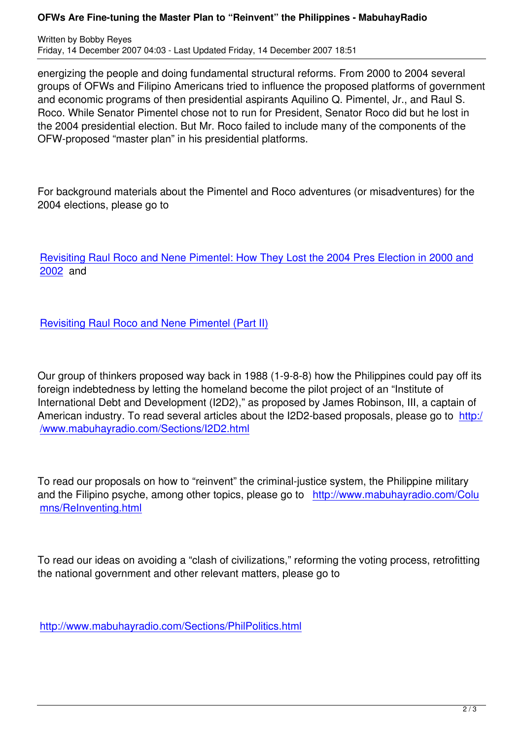energizing the people and doing fundamental structural reforms. From 2000 to 2004 several groups of OFWs and Filipino Americans tried to influence the proposed platforms of government and economic programs of then presidential aspirants Aquilino Q. Pimentel, Jr., and Raul S. Roco. While Senator Pimentel chose not to run for President, Senator Roco did but he lost in the 2004 presidential election. But Mr. Roco failed to include many of the components of the OFW-proposed "master plan" in his presidential platforms.

For background materials about the Pimentel and Roco adventures (or misadventures) for the 2004 elections, please go to

Revisiting Raul Roco and Nene Pimentel: How They Lost the 2004 Pres Election in 2000 and 2002 and

Revisiting Raul Roco and Nene Pimentel (Part II)

Our group of thinkers proposed way back in 1988 (1-9-8-8) how the Philippines could pay off its foreign indebtedness by letting the homeland become the pilot project of an "Institute of International Debt and Development (I2D2)," as proposed by James Robinson, III, a captain of American industry. To read several articles about the I2D2-based proposals, please go to http://www.mabuhayradio.com/Sections/I2D2.html

To read our proposals on how to "reinvent" the criminal-justice system, the Philippine military and the Filipino psyche, among other topics, please go to http://www.mabuhayradio.com/Columns/ReInventing.html

To read our ideas on avoiding a "clash of civilizations," reforming the voting process, retrofitting the national government and other relevant matters, please go to

http://www.mabuhayradio.com/Sections/PhilPolitics.html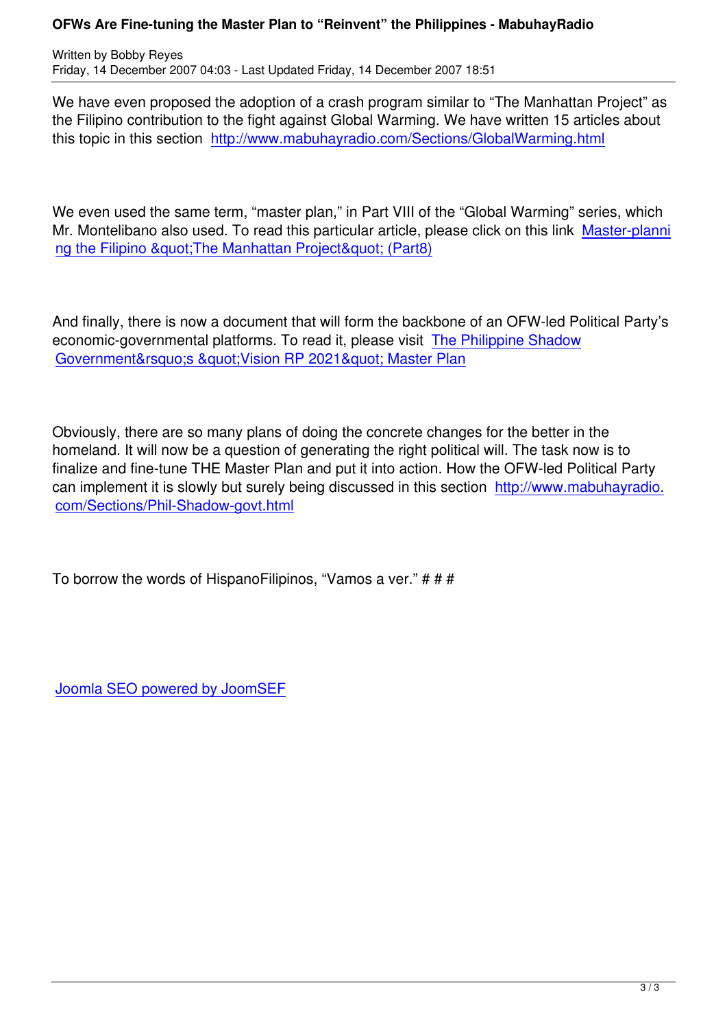We have even proposed the adoption of a crash program similar to "The Manhattan Project" as the Filipino contribution to the fight against Global Warming. We have written 15 articles about this topic in this section http://www.mabuhayradio.com/Sections/GlobalWarming.html

We even used the same term, "master plan," in Part VIII of the "Global Warming" series, which Mr. Montelibano also used. To read this particular article, please click on this link Master-planning the Filipino &quot;The Manhattan Project&quot; (Part8)

And finally, there is now a document that will form the backbone of an OFW-led Political Party's economic-governmental platforms. To read it, please visit The Philippine Shadow Government&rsquo;s &quot;Vision RP 2021&quot; Master Plan

Obviously, there are so many plans of doing the concrete changes for the better in the homeland. It will now be a question of generating the right political will. The task now is to finalize and fine-tune THE Master Plan and put it into action. How the OFW-led Political Party can implement it is slowly but surely being discussed in this section http://www.mabuhayradio.com/Sections/Phil-Shadow-govt.html

To borrow the words of HispanoFilipinos, "Vamos a ver." # # #

Joomla SEO powered by JoomSEF